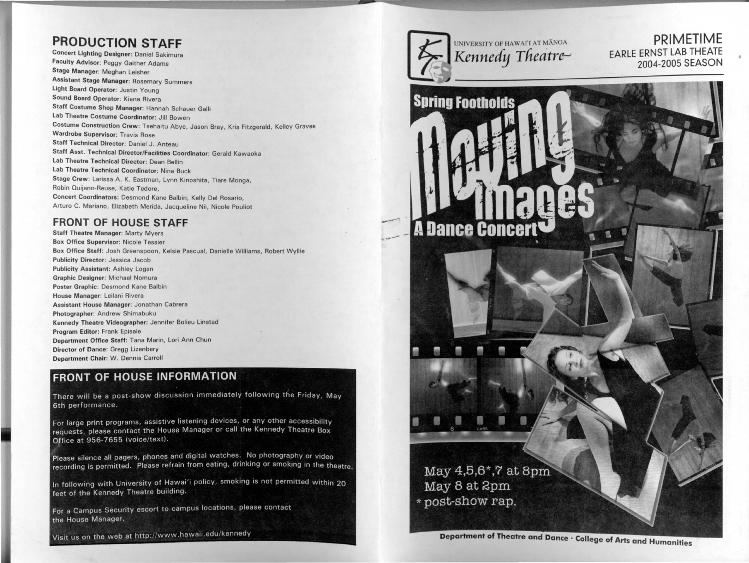## PRODUCTION STAFF

**Concert Lighting Designer:** Daniel Sakimura
**Faculty Advisor:** Peggy Gaither Adams
**Stage Manager:** Meghan Leisher
**Assistant Stage Manager:** Rosemary Summers
**Light Board Operator:** Justin Young
**Sound Board Operator:** Kiana Rivera
**Staff Costume Shop Manager:** Hannah Schauer Galli
**Lab Theatre Costume Coordinator:** Jill Bowen
**Costume Construction Crew:** Tsehaitu Abye, Jason Bray, Kris Fitzgerald, Kelley Graves
**Wardrobe Supervisor:** Travis Rose
**Staff Technical Director:** Daniel J. Anteau
**Staff Asst. Technical Director/Facilities Coordinator:** Gerald Kawaoka
**Lab Theatre Technical Director:** Dean Bellin
**Lab Theatre Technical Coordinator:** Nina Buck
**Stage Crew:** Larissa A. K. Eastman, Lynn Kinoshita, Tiare Monga, Robin Quijano-Reuse, Katie Tedore,
**Concert Coordinators:** Desmond Kane Balbin, Kelly Del Rosario, Arturo C. Mariano, Elizabeth Merida, Jacqueline Nii, Nicole Pouliot

## FRONT OF HOUSE STAFF

**Staff Theatre Manager:** Marty Myers
**Box Office Supervisor:** Nicole Tessier
**Box Office Staff:** Josh Greenspoon, Kelsie Pascual, Danielle Williams, Robert Wyllie
**Publicity Director:** Jessica Jacob
**Publicity Assistant:** Ashley Logan
**Graphic Designer:** Michael Nomura
**Poster Graphic:** Desmond Kane Balbin
**House Manager:** Leilani Rivera
**Assistant House Manager:** Jonathan Cabrera
**Photographer:** Andrew Shimabuku
**Kennedy Theatre Videographer:** Jennifer Bolieu Linstad
**Program Editor:** Frank Episale
**Department Office Staff:** Tana Marin, Lori Ann Chun
**Director of Dance:** Gregg Lizenbery
**Department Chair:** W. Dennis Carroll

## FRONT OF HOUSE INFORMATION

There will be a post-show discussion immediately following the Friday, May 6th performance.

For large print programs, assistive listening devices, or any other accessibility requests, please contact the House Manager or call the Kennedy Theatre Box Office at 956-7655 (voice/text).

Please silence all pagers, phones and digital watches. No photography or video recording is permitted. Please refrain from eating, drinking or smoking in the theatre.

In following with University of Hawai'i policy, smoking is not permitted within 20 feet of the Kennedy Theatre building.

For a Campus Security escort to campus locations, please contact the House Manager.

Visit us on the web at http://www.hawaii.edu/kennedy

---

UNIVERSITY OF HAWAI'I AT MĀNOA
*Kennedy Theatre*

PRIMETIME
EARLE ERNST LAB THEATE
2004-2005 SEASON

# Spring Footholds
# Moving Images
## A Dance Concert

May 4,5,6*,7 at 8pm
May 8 at 2pm
* post-show rap.

**Department of Theatre and Dance · College of Arts and Humanities**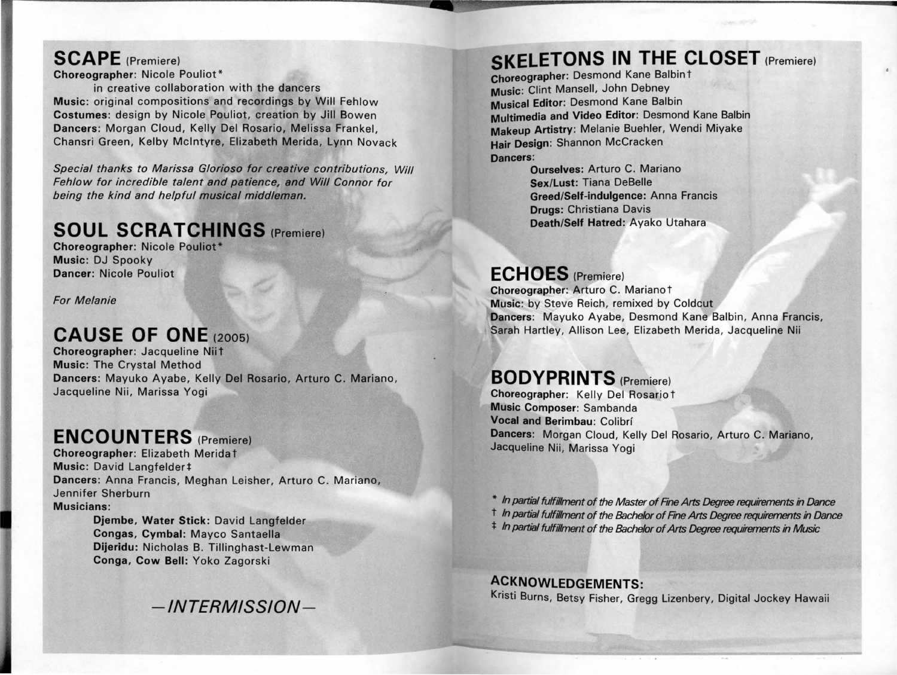## SCAPE (Premiere)

**Choreographer**: Nicole Pouliot*
in creative collaboration with the dancers
**Music**: original compositions and recordings by Will Fehlow
**Costumes**: design by Nicole Pouliot, creation by Jill Bowen
**Dancers**: Morgan Cloud, Kelly Del Rosario, Melissa Frankel, Chansri Green, Kelby McIntyre, Elizabeth Merida, Lynn Novack

*Special thanks to Marissa Glorioso for creative contributions, Will Fehlow for incredible talent and patience, and Will Connor for being the kind and helpful musical middleman.*

## SOUL SCRATCHINGS (Premiere)

**Choreographer**: Nicole Pouliot*
**Music**: DJ Spooky
**Dancer**: Nicole Pouliot

*For Melanie*

## CAUSE OF ONE (2005)

**Choreographer**: Jacqueline Nii†
**Music**: The Crystal Method
**Dancers**: Mayuko Ayabe, Kelly Del Rosario, Arturo C. Mariano, Jacqueline Nii, Marissa Yogi

## ENCOUNTERS (Premiere)

**Choreographer**: Elizabeth Merida†
**Music**: David Langfelder‡
**Dancers**: Anna Francis, Meghan Leisher, Arturo C. Mariano, Jennifer Sherburn
**Musicians**:

**Djembe, Water Stick:** David Langfelder
**Congas, Cymbal:** Mayco Santaella
**Dijeridu:** Nicholas B. Tillinghast-Lewman
**Conga, Cow Bell:** Yoko Zagorski

*—INTERMISSION—*

## SKELETONS IN THE CLOSET (Premiere)

**Choreographer**: Desmond Kane Balbin†
**Music**: Clint Mansell, John Debney
**Musical Editor**: Desmond Kane Balbin
**Multimedia and Video Editor**: Desmond Kane Balbin
**Makeup Artistry**: Melanie Buehler, Wendi Miyake
**Hair Design**: Shannon McCracken
**Dancers**:

**Ourselves:** Arturo C. Mariano
**Sex/Lust:** Tiana DeBelle
**Greed/Self-indulgence:** Anna Francis
**Drugs:** Christiana Davis
**Death/Self Hatred:** Ayako Utahara

## ECHOES (Premiere)

**Choreographer**: Arturo C. Mariano†
**Music**: by Steve Reich, remixed by Coldcut
**Dancers**: Mayuko Ayabe, Desmond Kane Balbin, Anna Francis, Sarah Hartley, Allison Lee, Elizabeth Merida, Jacqueline Nii

## BODYPRINTS (Premiere)

**Choreographer**: Kelly Del Rosario†
**Music Composer**: Sambanda
**Vocal and Berimbau**: Colibrí
**Dancers**: Morgan Cloud, Kelly Del Rosario, Arturo C. Mariano, Jacqueline Nii, Marissa Yogi

\* *In partial fulfillment of the Master of Fine Arts Degree requirements in Dance*
† *In partial fulfillment of the Bachelor of Fine Arts Degree requirements in Dance*
‡ *In partial fulfillment of the Bachelor of Arts Degree requirements in Music*

### ACKNOWLEDGEMENTS:

Kristi Burns, Betsy Fisher, Gregg Lizenbery, Digital Jockey Hawaii